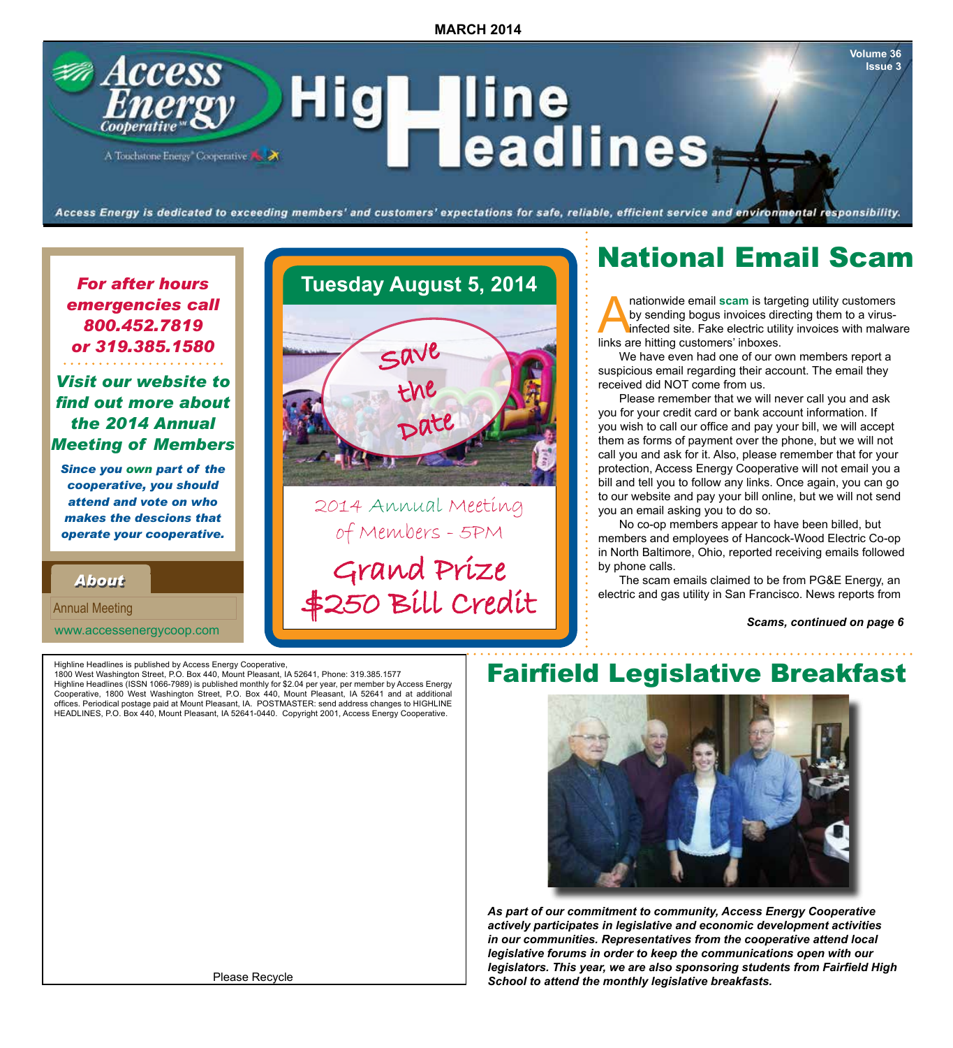MARCH 2014

# Highline Headlines

Volume 36
Issue 3

Access Energy Cooperative — A Touchstone Energy® Cooperative

*Access Energy is dedicated to exceeding members' and customers' expectations for safe, reliable, efficient service and environmental responsibility.*

***For after hours emergencies call 800.452.7819 or 319.385.1580***

***Visit our website to find out more about the 2014 Annual Meeting of Members***

***Since you own part of the cooperative, you should attend and vote on who makes the descions that operate your cooperative.***

**About**

Annual Meeting

www.accessenergycoop.com

**Tuesday August 5, 2014**

Save the Date

2014 Annual Meeting of Members - 5PM

Grand Prize $250 Bill Credit

## National Email Scam

A nationwide email **scam** is targeting utility customers by sending bogus invoices directing them to a virus-infected site. Fake electric utility invoices with malware links are hitting customers' inboxes.

We have even had one of our own members report a suspicious email regarding their account. The email they received did NOT come from us.

Please remember that we will never call you and ask you for your credit card or bank account information. If you wish to call our office and pay your bill, we will accept them as forms of payment over the phone, but we will not call you and ask for it. Also, please remember that for your protection, Access Energy Cooperative will not email you a bill and tell you to follow any links. Once again, you can go to our website and pay your bill online, but we will not send you an email asking you to do so.

No co-op members appear to have been billed, but members and employees of Hancock-Wood Electric Co-op in North Baltimore, Ohio, reported receiving emails followed by phone calls.

The scam emails claimed to be from PG&E Energy, an electric and gas utility in San Francisco. News reports from

***Scams, continued on page 6***

Highline Headlines is published by Access Energy Cooperative, 1800 West Washington Street, P.O. Box 440, Mount Pleasant, IA 52641, Phone: 319.385.1577
Highline Headlines (ISSN 1066-7989) is published monthly for $2.04 per year, per member by Access Energy Cooperative, 1800 West Washington Street, P.O. Box 440, Mount Pleasant, IA 52641 and at additional offices. Periodical postage paid at Mount Pleasant, IA. POSTMASTER: send address changes to HIGHLINE HEADLINES, P.O. Box 440, Mount Pleasant, IA 52641-0440. Copyright 2001, Access Energy Cooperative.

Please Recycle

## Fairfield Legislative Breakfast

***As part of our commitment to community, Access Energy Cooperative actively participates in legislative and economic development activities in our communities. Representatives from the cooperative attend local legislative forums in order to keep the communications open with our legislators. This year, we are also sponsoring students from Fairfield High School to attend the monthly legislative breakfasts.***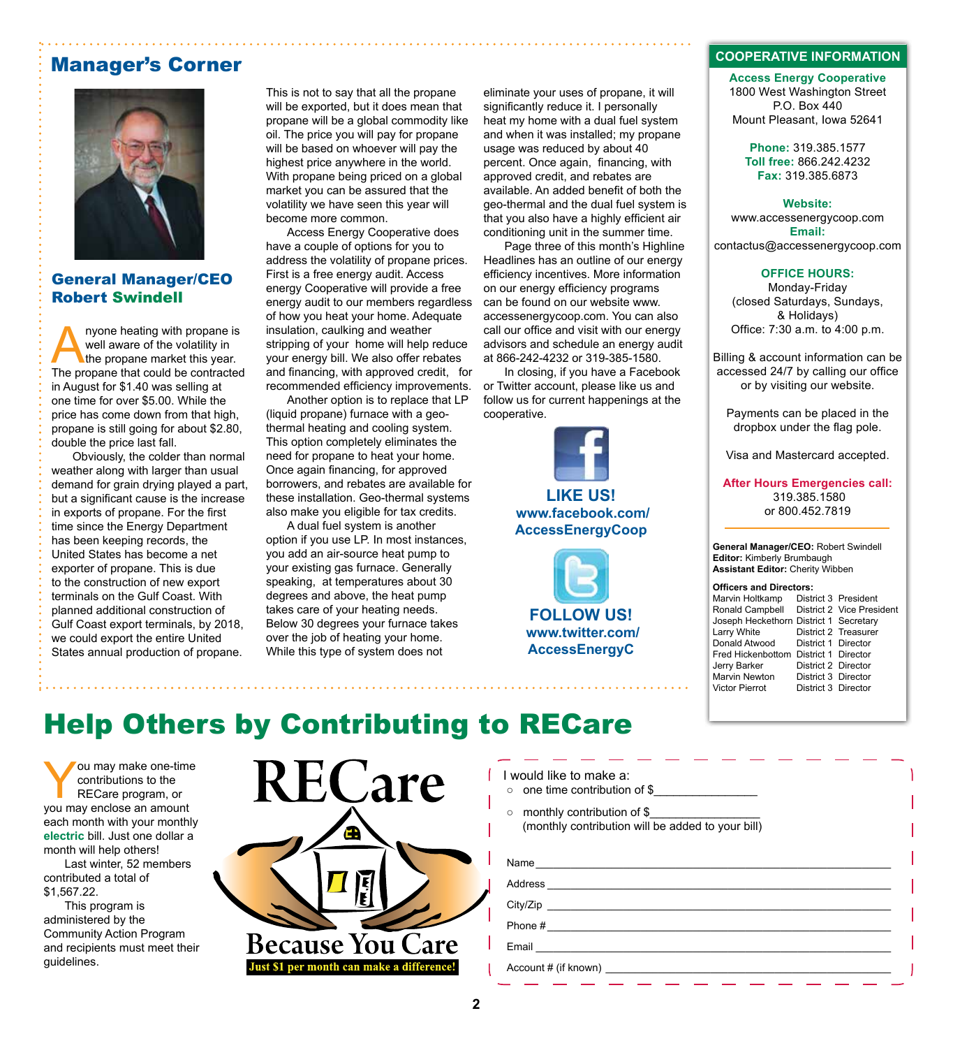## Manager's Corner

### General Manager/CEO Robert Swindell

Anyone heating with propane is well aware of the volatility in the propane market this year. The propane that could be contracted in August for $1.40 was selling at one time for over $5.00. While the price has come down from that high, propane is still going for about $2.80, double the price last fall.

Obviously, the colder than normal weather along with larger than usual demand for grain drying played a part, but a significant cause is the increase in exports of propane. For the first time since the Energy Department has been keeping records, the United States has become a net exporter of propane. This is due to the construction of new export terminals on the Gulf Coast. With planned additional construction of Gulf Coast export terminals, by 2018, we could export the entire United States annual production of propane.

This is not to say that all the propane will be exported, but it does mean that propane will be a global commodity like oil. The price you will pay for propane will be based on whoever will pay the highest price anywhere in the world. With propane being priced on a global market you can be assured that the volatility we have seen this year will become more common.

Access Energy Cooperative does have a couple of options for you to address the volatility of propane prices. First is a free energy audit. Access energy Cooperative will provide a free energy audit to our members regardless of how you heat your home. Adequate insulation, caulking and weather stripping of your home will help reduce your energy bill. We also offer rebates and financing, with approved credit, for recommended efficiency improvements.

Another option is to replace that LP (liquid propane) furnace with a geo-thermal heating and cooling system. This option completely eliminates the need for propane to heat your home. Once again financing, for approved borrowers, and rebates are available for these installation. Geo-thermal systems also make you eligible for tax credits.

A dual fuel system is another option if you use LP. In most instances, you add an air-source heat pump to your existing gas furnace. Generally speaking, at temperatures about 30 degrees and above, the heat pump takes care of your heating needs. Below 30 degrees your furnace takes over the job of heating your home. While this type of system does not eliminate your uses of propane, it will significantly reduce it. I personally heat my home with a dual fuel system and when it was installed; my propane usage was reduced by about 40 percent. Once again, financing, with approved credit, and rebates are available. An added benefit of both the geo-thermal and the dual fuel system is that you also have a highly efficient air conditioning unit in the summer time.

Page three of this month's Highline Headlines has an outline of our energy efficiency incentives. More information on our energy efficiency programs can be found on our website www.accessenergycoop.com. You can also call our office and visit with our energy advisors and schedule an energy audit at 866-242-4232 or 319-385-1580.

In closing, if you have a Facebook or Twitter account, please like us and follow us for current happenings at the cooperative.

**LIKE US!**
**www.facebook.com/AccessEnergyCoop**

**FOLLOW US!**
**www.twitter.com/AccessEnergyC**

## COOPERATIVE INFORMATION

**Access Energy Cooperative**
1800 West Washington Street
P.O. Box 440
Mount Pleasant, Iowa 52641

**Phone:** 319.385.1577
**Toll free:** 866.242.4232
**Fax:** 319.385.6873

**Website:**
www.accessenergycoop.com
**Email:**
contactus@accessenergycoop.com

**OFFICE HOURS:**
Monday-Friday
(closed Saturdays, Sundays, & Holidays)
Office: 7:30 a.m. to 4:00 p.m.

Billing & account information can be accessed 24/7 by calling our office or by visiting our website.

Payments can be placed in the dropbox under the flag pole.

Visa and Mastercard accepted.

**After Hours Emergencies call:**
319.385.1580
or 800.452.7819

**General Manager/CEO:** Robert Swindell
**Editor:** Kimberly Brumbaugh
**Assistant Editor:** Cherity Wibben

**Officers and Directors:**

| Name | District | Position |
|---|---|---|
| Marvin Holtkamp | District 3 | President |
| Ronald Campbell | District 2 | Vice President |
| Joseph Heckethorn | District 1 | Secretary |
| Larry White | District 2 | Treasurer |
| Donald Atwood | District 1 | Director |
| Fred Hickenbottom | District 1 | Director |
| Jerry Barker | District 2 | Director |
| Marvin Newton | District 3 | Director |
| Victor Pierrot | District 3 | Director |

# Help Others by Contributing to RECare

You may make one-time contributions to the RECare program, or you may enclose an amount each month with your monthly **electric** bill. Just one dollar a month will help others!

Last winter, 52 members contributed a total of $1,567.22.

This program is administered by the Community Action Program and recipients must meet their guidelines.

**RECare**
**Because You Care**
**Just $1 per month can make a difference!**

I would like to make a:
- one time contribution of $_______________
- monthly contribution of $________________
  (monthly contribution will be added to your bill)

Name ____________________

Address ____________________

City/Zip ____________________

Phone # ____________________

Email ____________________

Account # (if known) ____________________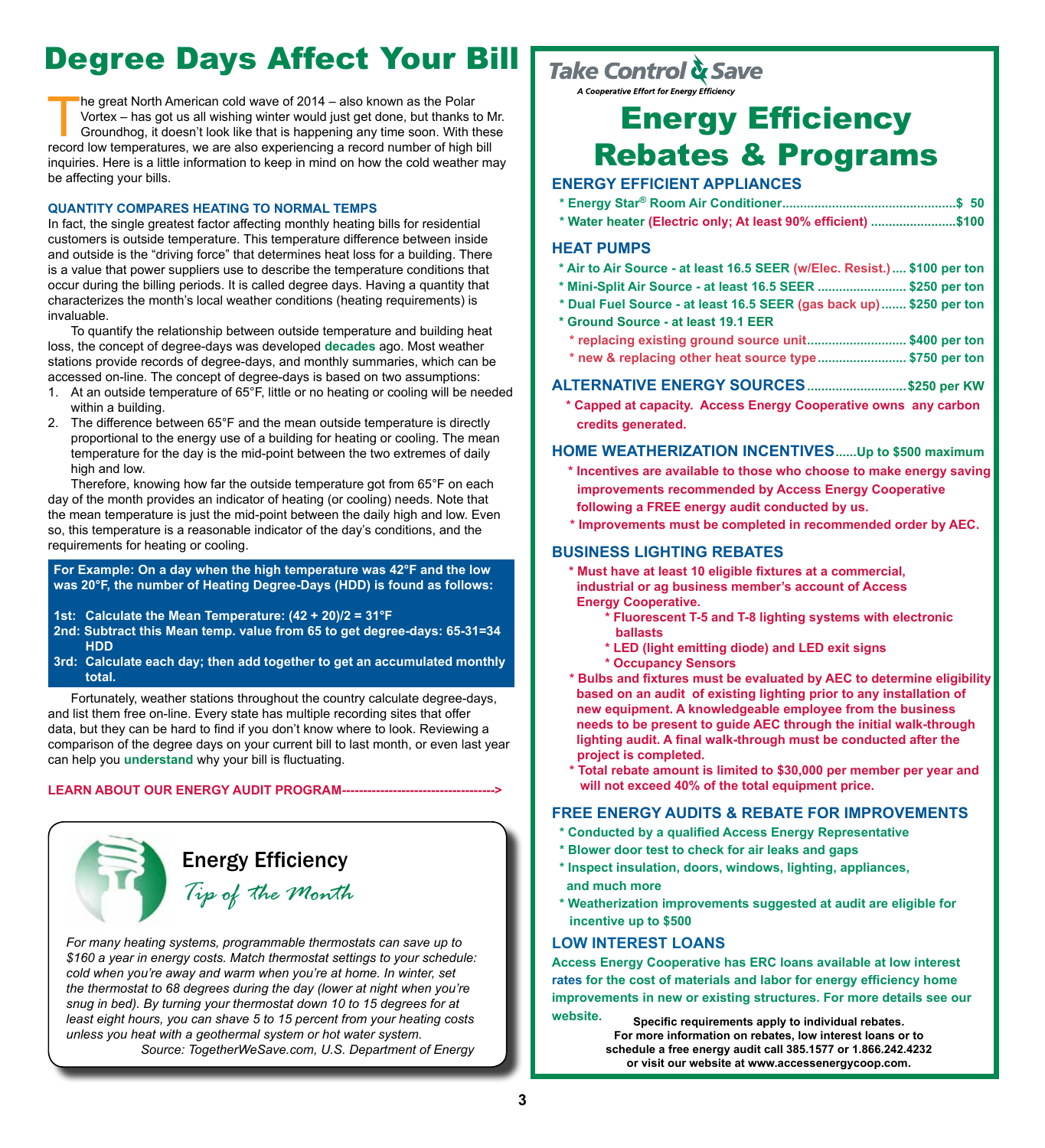# Degree Days Affect Your Bill

The great North American cold wave of 2014 – also known as the Polar Vortex – has got us all wishing winter would just get done, but thanks to Mr. Groundhog, it doesn't look like that is happening any time soon. With these record low temperatures, we are also experiencing a record number of high bill inquiries. Here is a little information to keep in mind on how the cold weather may be affecting your bills.

### QUANTITY COMPARES HEATING TO NORMAL TEMPS

In fact, the single greatest factor affecting monthly heating bills for residential customers is outside temperature. This temperature difference between inside and outside is the "driving force" that determines heat loss for a building. There is a value that power suppliers use to describe the temperature conditions that occur during the billing periods. It is called degree days. Having a quantity that characterizes the month's local weather conditions (heating requirements) is invaluable.

To quantify the relationship between outside temperature and building heat loss, the concept of degree-days was developed **decades** ago. Most weather stations provide records of degree-days, and monthly summaries, which can be accessed on-line. The concept of degree-days is based on two assumptions:

1. At an outside temperature of 65°F, little or no heating or cooling will be needed within a building.
2. The difference between 65°F and the mean outside temperature is directly proportional to the energy use of a building for heating or cooling. The mean temperature for the day is the mid-point between the two extremes of daily high and low.

Therefore, knowing how far the outside temperature got from 65°F on each day of the month provides an indicator of heating (or cooling) needs. Note that the mean temperature is just the mid-point between the daily high and low. Even so, this temperature is a reasonable indicator of the day's conditions, and the requirements for heating or cooling.

**For Example: On a day when the high temperature was 42°F and the low was 20°F, the number of Heating Degree-Days (HDD) is found as follows:**

**1st: Calculate the Mean Temperature: (42 + 20)/2 = 31°F**
**2nd: Subtract this Mean temp. value from 65 to get degree-days: 65-31=34 HDD**
**3rd: Calculate each day; then add together to get an accumulated monthly total.**

Fortunately, weather stations throughout the country calculate degree-days, and list them free on-line. Every state has multiple recording sites that offer data, but they can be hard to find if you don't know where to look. Reviewing a comparison of the degree days on your current bill to last month, or even last year can help you **understand** why your bill is fluctuating.

**LEARN ABOUT OUR ENERGY AUDIT PROGRAM----------------------------------->**

## Energy Efficiency
### Tip of the Month

*For many heating systems, programmable thermostats can save up to $160 a year in energy costs. Match thermostat settings to your schedule: cold when you're away and warm when you're at home. In winter, set the thermostat to 68 degrees during the day (lower at night when you're snug in bed). By turning your thermostat down 10 to 15 degrees for at least eight hours, you can shave 5 to 15 percent from your heating costs unless you heat with a geothermal system or hot water system.*
*Source: TogetherWeSave.com, U.S. Department of Energy*

---

**Take Control & Save**
*A Cooperative Effort for Energy Efficiency*

# Energy Efficiency Rebates & Programs

### ENERGY EFFICIENT APPLIANCES

- Energy Star® Room Air Conditioner........................................ $ 50
- Water heater (Electric only; At least 90% efficient) ........................ $100

### HEAT PUMPS

- Air to Air Source - at least 16.5 SEER (w/Elec. Resist.).... $100 per ton
- Mini-Split Air Source - at least 16.5 SEER ........................ $250 per ton
- Dual Fuel Source - at least 16.5 SEER (gas back up)....... $250 per ton
- Ground Source - at least 19.1 EER
  - replacing existing ground source unit........................... $400 per ton
  - new & replacing other heat source type......................... $750 per ton

### ALTERNATIVE ENERGY SOURCES........................... $250 per KW

- Capped at capacity. Access Energy Cooperative owns any carbon credits generated.

### HOME WEATHERIZATION INCENTIVES......Up to $500 maximum

- Incentives are available to those who choose to make energy saving improvements recommended by Access Energy Cooperative following a FREE energy audit conducted by us.
- Improvements must be completed in recommended order by AEC.

### BUSINESS LIGHTING REBATES

- Must have at least 10 eligible fixtures at a commercial, industrial or ag business member's account of Access Energy Cooperative.
  - Fluorescent T-5 and T-8 lighting systems with electronic ballasts
  - LED (light emitting diode) and LED exit signs
  - Occupancy Sensors
- Bulbs and fixtures must be evaluated by AEC to determine eligibility based on an audit of existing lighting prior to any installation of new equipment. A knowledgeable employee from the business needs to be present to guide AEC through the initial walk-through lighting audit. A final walk-through must be conducted after the project is completed.
- Total rebate amount is limited to $30,000 per member per year and will not exceed 40% of the total equipment price.

### FREE ENERGY AUDITS & REBATE FOR IMPROVEMENTS

- Conducted by a qualified Access Energy Representative
- Blower door test to check for air leaks and gaps
- Inspect insulation, doors, windows, lighting, appliances, and much more
- Weatherization improvements suggested at audit are eligible for incentive up to $500

### LOW INTEREST LOANS

Access Energy Cooperative has ERC loans available at low interest rates for the cost of materials and labor for energy efficiency home improvements in new or existing structures. For more details see our website.

**Specific requirements apply to individual rebates. For more information on rebates, low interest loans or to schedule a free energy audit call 385.1577 or 1.866.242.4232 or visit our website at www.accessenergycoop.com.**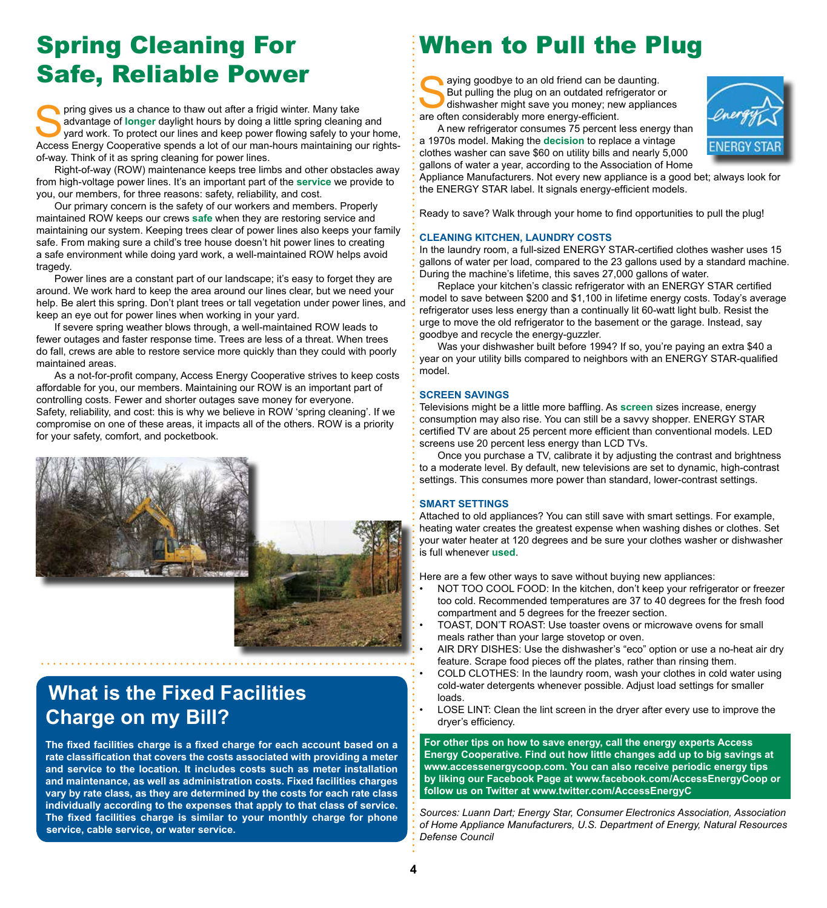# Spring Cleaning For Safe, Reliable Power

Spring gives us a chance to thaw out after a frigid winter. Many take advantage of **longer** daylight hours by doing a little spring cleaning and yard work. To protect our lines and keep power flowing safely to your home, Access Energy Cooperative spends a lot of our man-hours maintaining our rights-of-way. Think of it as spring cleaning for power lines.

Right-of-way (ROW) maintenance keeps tree limbs and other obstacles away from high-voltage power lines. It's an important part of the **service** we provide to you, our members, for three reasons: safety, reliability, and cost.

Our primary concern is the safety of our workers and members. Properly maintained ROW keeps our crews **safe** when they are restoring service and maintaining our system. Keeping trees clear of power lines also keeps your family safe. From making sure a child's tree house doesn't hit power lines to creating a safe environment while doing yard work, a well-maintained ROW helps avoid tragedy.

Power lines are a constant part of our landscape; it's easy to forget they are around. We work hard to keep the area around our lines clear, but we need your help. Be alert this spring. Don't plant trees or tall vegetation under power lines, and keep an eye out for power lines when working in your yard.

If severe spring weather blows through, a well-maintained ROW leads to fewer outages and faster response time. Trees are less of a threat. When trees do fall, crews are able to restore service more quickly than they could with poorly maintained areas.

As a not-for-profit company, Access Energy Cooperative strives to keep costs affordable for you, our members. Maintaining our ROW is an important part of controlling costs. Fewer and shorter outages save money for everyone. Safety, reliability, and cost: this is why we believe in ROW 'spring cleaning'. If we compromise on one of these areas, it impacts all of the others. ROW is a priority for your safety, comfort, and pocketbook.

## What is the Fixed Facilities Charge on my Bill?

**The fixed facilities charge is a fixed charge for each account based on a rate classification that covers the costs associated with providing a meter and service to the location. It includes costs such as meter installation and maintenance, as well as administration costs. Fixed facilities charges vary by rate class, as they are determined by the costs for each rate class individually according to the expenses that apply to that class of service. The fixed facilities charge is similar to your monthly charge for phone service, cable service, or water service.**

# When to Pull the Plug

Saying goodbye to an old friend can be daunting. But pulling the plug on an outdated refrigerator or dishwasher might save you money; new appliances are often considerably more energy-efficient.

A new refrigerator consumes 75 percent less energy than a 1970s model. Making the **decision** to replace a vintage clothes washer can save $60 on utility bills and nearly 5,000 gallons of water a year, according to the Association of Home Appliance Manufacturers. Not every new appliance is a good bet; always look for the ENERGY STAR label. It signals energy-efficient models.

Ready to save? Walk through your home to find opportunities to pull the plug!

### CLEANING KITCHEN, LAUNDRY COSTS

In the laundry room, a full-sized ENERGY STAR-certified clothes washer uses 15 gallons of water per load, compared to the 23 gallons used by a standard machine. During the machine's lifetime, this saves 27,000 gallons of water.

Replace your kitchen's classic refrigerator with an ENERGY STAR certified model to save between $200 and $1,100 in lifetime energy costs. Today's average refrigerator uses less energy than a continually lit 60-watt light bulb. Resist the urge to move the old refrigerator to the basement or the garage. Instead, say goodbye and recycle the energy-guzzler.

Was your dishwasher built before 1994? If so, you're paying an extra $40 a year on your utility bills compared to neighbors with an ENERGY STAR-qualified model.

### SCREEN SAVINGS

Televisions might be a little more baffling. As **screen** sizes increase, energy consumption may also rise. You can still be a savvy shopper. ENERGY STAR certified TV are about 25 percent more efficient than conventional models. LED screens use 20 percent less energy than LCD TVs.

Once you purchase a TV, calibrate it by adjusting the contrast and brightness to a moderate level. By default, new televisions are set to dynamic, high-contrast settings. This consumes more power than standard, lower-contrast settings.

### SMART SETTINGS

Attached to old appliances? You can still save with smart settings. For example, heating water creates the greatest expense when washing dishes or clothes. Set your water heater at 120 degrees and be sure your clothes washer or dishwasher is full whenever **used**.

Here are a few other ways to save without buying new appliances:

- NOT TOO COOL FOOD: In the kitchen, don't keep your refrigerator or freezer too cold. Recommended temperatures are 37 to 40 degrees for the fresh food compartment and 5 degrees for the freezer section.
- TOAST, DON'T ROAST: Use toaster ovens or microwave ovens for small meals rather than your large stovetop or oven.
- AIR DRY DISHES: Use the dishwasher's "eco" option or use a no-heat air dry feature. Scrape food pieces off the plates, rather than rinsing them.
- COLD CLOTHES: In the laundry room, wash your clothes in cold water using cold-water detergents whenever possible. Adjust load settings for smaller loads.
- LOSE LINT: Clean the lint screen in the dryer after every use to improve the dryer's efficiency.

**For other tips on how to save energy, call the energy experts Access Energy Cooperative. Find out how little changes add up to big savings at www.accessenergycoop.com. You can also receive periodic energy tips by liking our Facebook Page at www.facebook.com/AccessEnergyCoop or follow us on Twitter at www.twitter.com/AccessEnergyC**

*Sources: Luann Dart; Energy Star, Consumer Electronics Association, Association of Home Appliance Manufacturers, U.S. Department of Energy, Natural Resources Defense Council*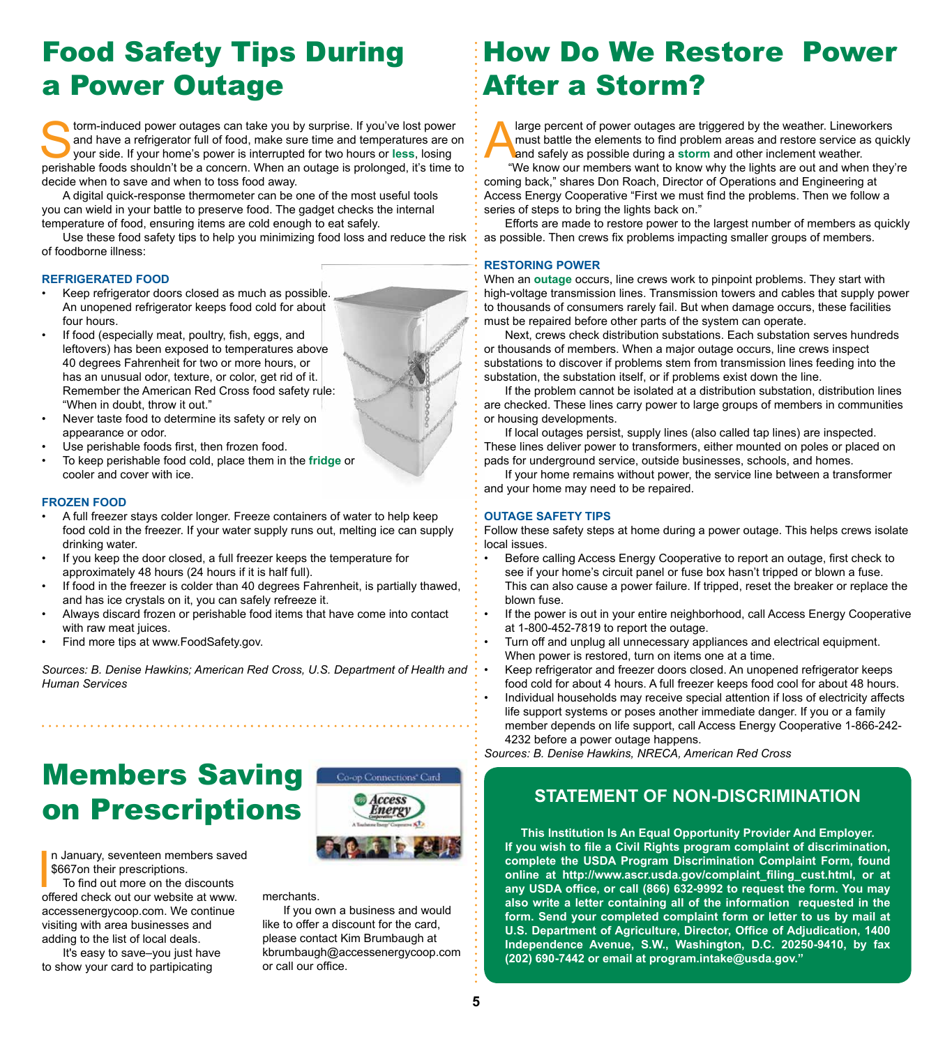# Food Safety Tips During a Power Outage

Storm-induced power outages can take you by surprise. If you've lost power and have a refrigerator full of food, make sure time and temperatures are on your side. If your home's power is interrupted for two hours or **less**, losing perishable foods shouldn't be a concern. When an outage is prolonged, it's time to decide when to save and when to toss food away.

A digital quick-response thermometer can be one of the most useful tools you can wield in your battle to preserve food. The gadget checks the internal temperature of food, ensuring items are cold enough to eat safely.

Use these food safety tips to help you minimizing food loss and reduce the risk of foodborne illness:

### REFRIGERATED FOOD

- Keep refrigerator doors closed as much as possible. An unopened refrigerator keeps food cold for about four hours.
- If food (especially meat, poultry, fish, eggs, and leftovers) has been exposed to temperatures above 40 degrees Fahrenheit for two or more hours, or has an unusual odor, texture, or color, get rid of it. Remember the American Red Cross food safety rule: "When in doubt, throw it out."
- Never taste food to determine its safety or rely on appearance or odor.
- Use perishable foods first, then frozen food.
- To keep perishable food cold, place them in the **fridge** or cooler and cover with ice.

### FROZEN FOOD

- A full freezer stays colder longer. Freeze containers of water to help keep food cold in the freezer. If your water supply runs out, melting ice can supply drinking water.
- If you keep the door closed, a full freezer keeps the temperature for approximately 48 hours (24 hours if it is half full).
- If food in the freezer is colder than 40 degrees Fahrenheit, is partially thawed, and has ice crystals on it, you can safely refreeze it.
- Always discard frozen or perishable food items that have come into contact with raw meat juices.
- Find more tips at www.FoodSafety.gov.

*Sources: B. Denise Hawkins; American Red Cross, U.S. Department of Health and Human Services*

# Members Saving on Prescriptions

In January, seventeen members saved $667on their prescriptions.

To find out more on the discounts offered check out our website at www.accessenergycoop.com. We continue visiting with area businesses and adding to the list of local deals.

It's easy to save–you just have to show your card to partipicating merchants.

If you own a business and would like to offer a discount for the card, please contact Kim Brumbaugh at kbrumbaugh@accessenergycoop.com or call our office.

# How Do We Restore Power After a Storm?

A large percent of power outages are triggered by the weather. Lineworkers must battle the elements to find problem areas and restore service as quickly and safely as possible during a **storm** and other inclement weather.

"We know our members want to know why the lights are out and when they're coming back," shares Don Roach, Director of Operations and Engineering at Access Energy Cooperative "First we must find the problems. Then we follow a series of steps to bring the lights back on."

Efforts are made to restore power to the largest number of members as quickly as possible. Then crews fix problems impacting smaller groups of members.

### RESTORING POWER

When an **outage** occurs, line crews work to pinpoint problems. They start with high-voltage transmission lines. Transmission towers and cables that supply power to thousands of consumers rarely fail. But when damage occurs, these facilities must be repaired before other parts of the system can operate.

Next, crews check distribution substations. Each substation serves hundreds or thousands of members. When a major outage occurs, line crews inspect substations to discover if problems stem from transmission lines feeding into the substation, the substation itself, or if problems exist down the line.

If the problem cannot be isolated at a distribution substation, distribution lines are checked. These lines carry power to large groups of members in communities or housing developments.

If local outages persist, supply lines (also called tap lines) are inspected. These lines deliver power to transformers, either mounted on poles or placed on pads for underground service, outside businesses, schools, and homes.

If your home remains without power, the service line between a transformer and your home may need to be repaired.

### OUTAGE SAFETY TIPS

Follow these safety steps at home during a power outage. This helps crews isolate local issues.

- Before calling Access Energy Cooperative to report an outage, first check to see if your home's circuit panel or fuse box hasn't tripped or blown a fuse. This can also cause a power failure. If tripped, reset the breaker or replace the blown fuse.
- If the power is out in your entire neighborhood, call Access Energy Cooperative at 1-800-452-7819 to report the outage.
- Turn off and unplug all unnecessary appliances and electrical equipment. When power is restored, turn on items one at a time.
- Keep refrigerator and freezer doors closed. An unopened refrigerator keeps food cold for about 4 hours. A full freezer keeps food cool for about 48 hours.
- Individual households may receive special attention if loss of electricity affects life support systems or poses another immediate danger. If you or a family member depends on life support, call Access Energy Cooperative 1-866-242-4232 before a power outage happens.

*Sources: B. Denise Hawkins, NRECA, American Red Cross*

## STATEMENT OF NON-DISCRIMINATION

**This Institution Is An Equal Opportunity Provider And Employer. If you wish to file a Civil Rights program complaint of discrimination, complete the USDA Program Discrimination Complaint Form, found online at http://www.ascr.usda.gov/complaint_filing_cust.html, or at any USDA office, or call (866) 632-9992 to request the form. You may also write a letter containing all of the information requested in the form. Send your completed complaint form or letter to us by mail at U.S. Department of Agriculture, Director, Office of Adjudication, 1400 Independence Avenue, S.W., Washington, D.C. 20250-9410, by fax (202) 690-7442 or email at program.intake@usda.gov."**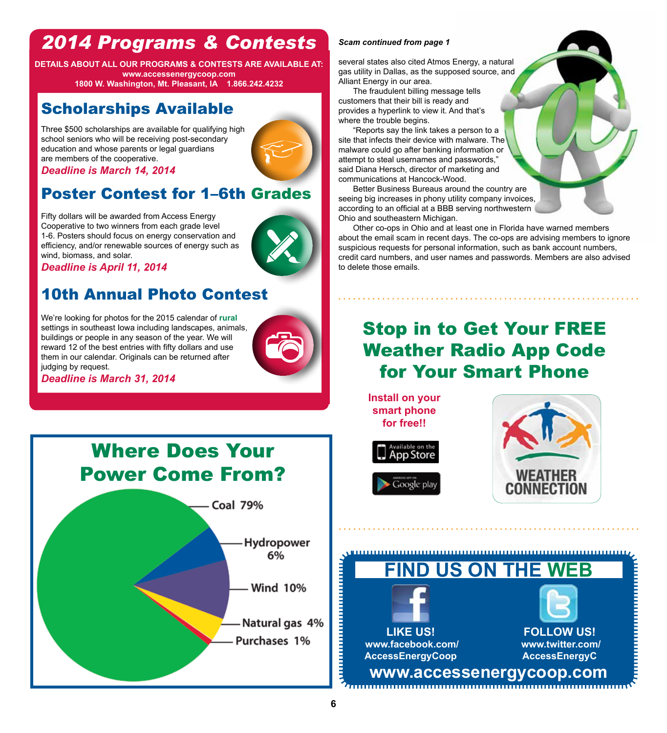# 2014 Programs & Contests

**DETAILS ABOUT ALL OUR PROGRAMS & CONTESTS ARE AVAILABLE AT:**
**www.accessenergycoop.com**
**1800 W. Washington, Mt. Pleasant, IA 1.866.242.4232**

## Scholarships Available

Three $500 scholarships are available for qualifying high school seniors who will be receiving post-secondary education and whose parents or legal guardians are members of the cooperative.

***Deadline is March 14, 2014***

## Poster Contest for 1–6th Grades

Fifty dollars will be awarded from Access Energy Cooperative to two winners from each grade level 1-6. Posters should focus on energy conservation and efficiency, and/or renewable sources of energy such as wind, biomass, and solar.

***Deadline is April 11, 2014***

## 10th Annual Photo Contest

We're looking for photos for the 2015 calendar of **rural** settings in southeast Iowa including landscapes, animals, buildings or people in any season of the year. We will reward 12 of the best entries with fifty dollars and use them in our calendar. Originals can be returned after judging by request.

***Deadline is March 31, 2014***

## Where Does Your Power Come From?

- Coal 79%
- Hydropower 6%
- Wind 10%
- Natural gas 4%
- Purchases 1%

***Scam continued from page 1***

several states also cited Atmos Energy, a natural gas utility in Dallas, as the supposed source, and Alliant Energy in our area.

The fraudulent billing message tells customers that their bill is ready and provides a hyperlink to view it. And that's where the trouble begins.

"Reports say the link takes a person to a site that infects their device with malware. The malware could go after banking information or attempt to steal usernames and passwords," said Diana Hersch, director of marketing and communications at Hancock-Wood.

Better Business Bureaus around the country are seeing big increases in phony utility company invoices, according to an official at a BBB serving northwestern Ohio and southeastern Michigan.

Other co-ops in Ohio and at least one in Florida have warned members about the email scam in recent days. The co-ops are advising members to ignore suspicious requests for personal information, such as bank account numbers, credit card numbers, and user names and passwords. Members are also advised to delete those emails.

## Stop in to Get Your FREE Weather Radio App Code for Your Smart Phone

**Install on your smart phone for free!!**

Available on the App Store

Google play

WEATHER CONNECTION

## FIND US ON THE WEB

**LIKE US!**
**www.facebook.com/AccessEnergyCoop**

**FOLLOW US!**
**www.twitter.com/AccessEnergyC**

**www.accessenergycoop.com**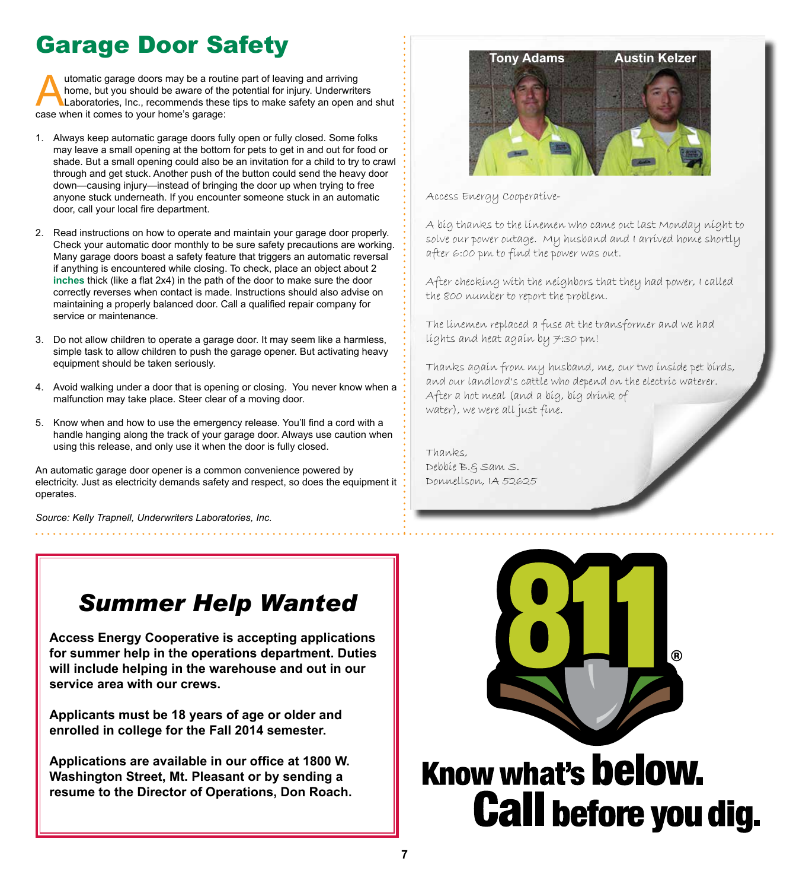# Garage Door Safety

Automatic garage doors may be a routine part of leaving and arriving home, but you should be aware of the potential for injury. Underwriters Laboratories, Inc., recommends these tips to make safety an open and shut case when it comes to your home's garage:

1. Always keep automatic garage doors fully open or fully closed. Some folks may leave a small opening at the bottom for pets to get in and out for food or shade. But a small opening could also be an invitation for a child to try to crawl through and get stuck. Another push of the button could send the heavy door down—causing injury—instead of bringing the door up when trying to free anyone stuck underneath. If you encounter someone stuck in an automatic door, call your local fire department.

2. Read instructions on how to operate and maintain your garage door properly. Check your automatic door monthly to be sure safety precautions are working. Many garage doors boast a safety feature that triggers an automatic reversal if anything is encountered while closing. To check, place an object about 2 inches thick (like a flat 2x4) in the path of the door to make sure the door correctly reverses when contact is made. Instructions should also advise on maintaining a properly balanced door. Call a qualified repair company for service or maintenance.

3. Do not allow children to operate a garage door. It may seem like a harmless, simple task to allow children to push the garage opener. But activating heavy equipment should be taken seriously.

4. Avoid walking under a door that is opening or closing. You never know when a malfunction may take place. Steer clear of a moving door.

5. Know when and how to use the emergency release. You'll find a cord with a handle hanging along the track of your garage door. Always use caution when using this release, and only use it when the door is fully closed.

An automatic garage door opener is a common convenience powered by electricity. Just as electricity demands safety and respect, so does the equipment it operates.

*Source: Kelly Trapnell, Underwriters Laboratories, Inc.*

Tony Adams Austin Kelzer

Access Energy Cooperative-

A big thanks to the linemen who came out last Monday night to solve our power outage. My husband and I arrived home shortly after 6:00 pm to find the power was out.

After checking with the neighbors that they had power, I called the 800 number to report the problem.

The linemen replaced a fuse at the transformer and we had lights and heat again by 7:30 pm!

Thanks again from my husband, me, our two inside pet birds, and our landlord's cattle who depend on the electric waterer. After a hot meal (and a big, big drink of water), we were all just fine.

Thanks,
Debbie B. & Sam S.
Donnellson, IA 52625

## *Summer Help Wanted*

**Access Energy Cooperative is accepting applications for summer help in the operations department. Duties will include helping in the warehouse and out in our service area with our crews.**

**Applicants must be 18 years of age or older and enrolled in college for the Fall 2014 semester.**

**Applications are available in our office at 1800 W. Washington Street, Mt. Pleasant or by sending a resume to the Director of Operations, Don Roach.**

811®

**Know what's below. Call before you dig.**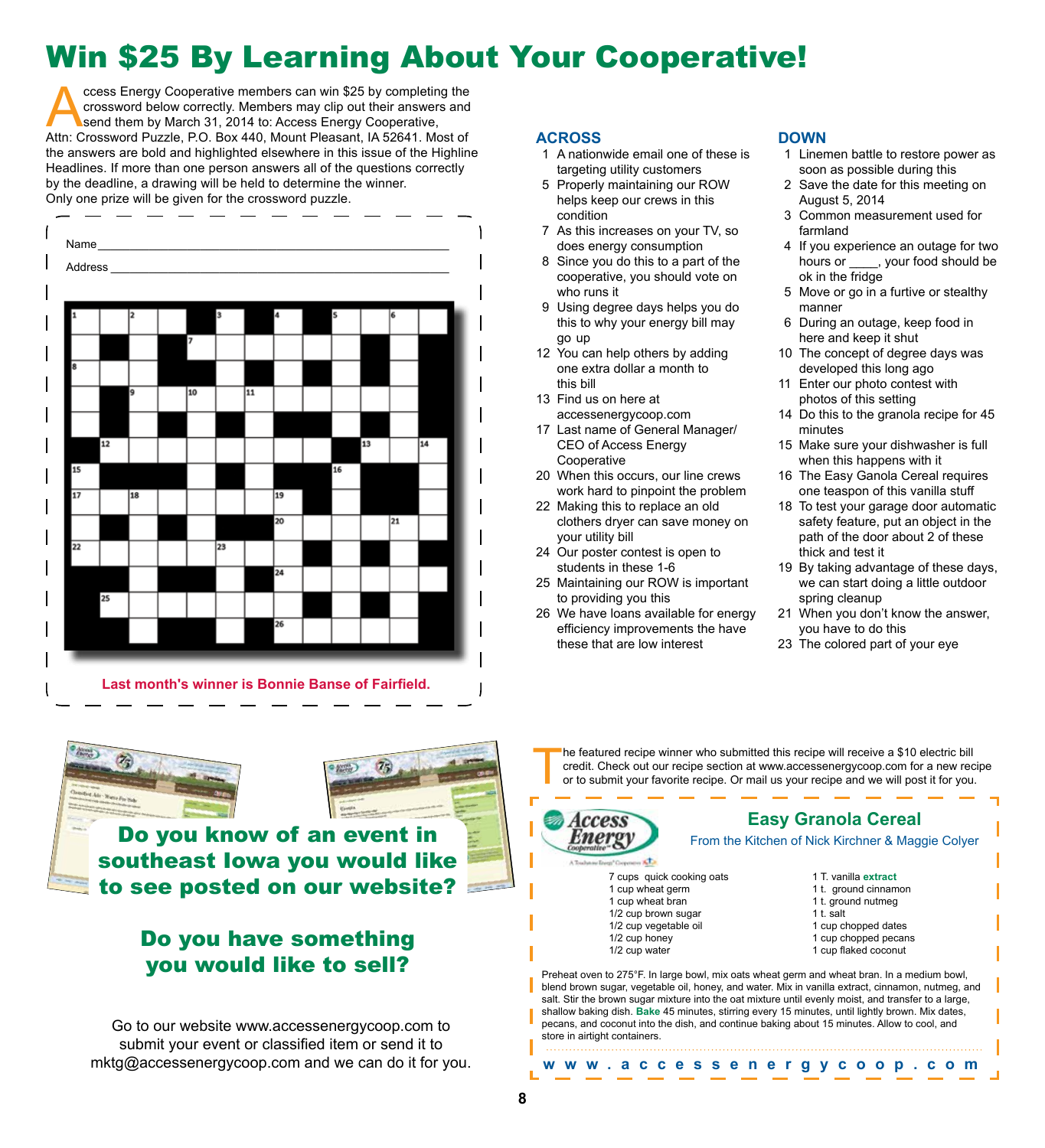# Win $25 By Learning About Your Cooperative!

Access Energy Cooperative members can win $25 by completing the crossword below correctly. Members may clip out their answers and send them by March 31, 2014 to: Access Energy Cooperative, Attn: Crossword Puzzle, P.O. Box 440, Mount Pleasant, IA 52641. Most of the answers are bold and highlighted elsewhere in this issue of the Highline Headlines. If more than one person answers all of the questions correctly by the deadline, a drawing will be held to determine the winner. Only one prize will be given for the crossword puzzle.

Name ______________________________

Address ______________________________

**Last month's winner is Bonnie Banse of Fairfield.**

### ACROSS

1. A nationwide email one of these is targeting utility customers
5. Properly maintaining our ROW helps keep our crews in this condition
7. As this increases on your TV, so does energy consumption
8. Since you do this to a part of the cooperative, you should vote on who runs it
9. Using degree days helps you do this to why your energy bill may go up
12. You can help others by adding one extra dollar a month to this bill
13. Find us on here at accessenergycoop.com
17. Last name of General Manager/ CEO of Access Energy Cooperative
20. When this occurs, our line crews work hard to pinpoint the problem
22. Making this to replace an old clothers dryer can save money on your utility bill
24. Our poster contest is open to students in these 1-6
25. Maintaining our ROW is important to providing you this
26. We have loans available for energy efficiency improvements the have these that are low interest

### DOWN

1. Linemen battle to restore power as soon as possible during this
2. Save the date for this meeting on August 5, 2014
3. Common measurement used for farmland
4. If you experience an outage for two hours or ____, your food should be ok in the fridge
5. Move or go in a furtive or stealthy manner
6. During an outage, keep food in here and keep it shut
10. The concept of degree days was developed this long ago
11. Enter our photo contest with photos of this setting
14. Do this to the granola recipe for 45 minutes
15. Make sure your dishwasher is full when this happens with it
16. The Easy Granola Cereal requires one teaspon of this vanilla stuff
18. To test your garage door automatic safety feature, put an object in the path of the door about 2 of these thick and test it
19. By taking advantage of these days, we can start doing a little outdoor spring cleanup
21. When you don't know the answer, you have to do this
23. The colored part of your eye

## Do you know of an event in southeast Iowa you would like to see posted on our website?

## Do you have something you would like to sell?

Go to our website www.accessenergycoop.com to submit your event or classified item or send it to mktg@accessenergycoop.com and we can do it for you.

The featured recipe winner who submitted this recipe will receive a $10 electric bill credit. Check out our recipe section at www.accessenergycoop.com for a new recipe or to submit your favorite recipe. Or mail us your recipe and we will post it for you.

## Easy Granola Cereal

From the Kitchen of Nick Kirchner & Maggie Colyer

- 7 cups quick cooking oats
- 1 cup wheat germ
- 1 cup wheat bran
- 1/2 cup brown sugar
- 1/2 cup vegetable oil
- 1/2 cup honey
- 1/2 cup water
- 1 T. vanilla **extract**
- 1 t. ground cinnamon
- 1 t. ground nutmeg
- 1 t. salt
- 1 cup chopped dates
- 1 cup chopped pecans
- 1 cup flaked coconut

Preheat oven to 275°F. In large bowl, mix oats wheat germ and wheat bran. In a medium bowl, blend brown sugar, vegetable oil, honey, and water. Mix in vanilla extract, cinnamon, nutmeg, and salt. Stir the brown sugar mixture into the oat mixture until evenly moist, and transfer to a large, shallow baking dish. **Bake** 45 minutes, stirring every 15 minutes, until lightly brown. Mix dates, pecans, and coconut into the dish, and continue baking about 15 minutes. Allow to cool, and store in airtight containers.

www.accessenergycoop.com